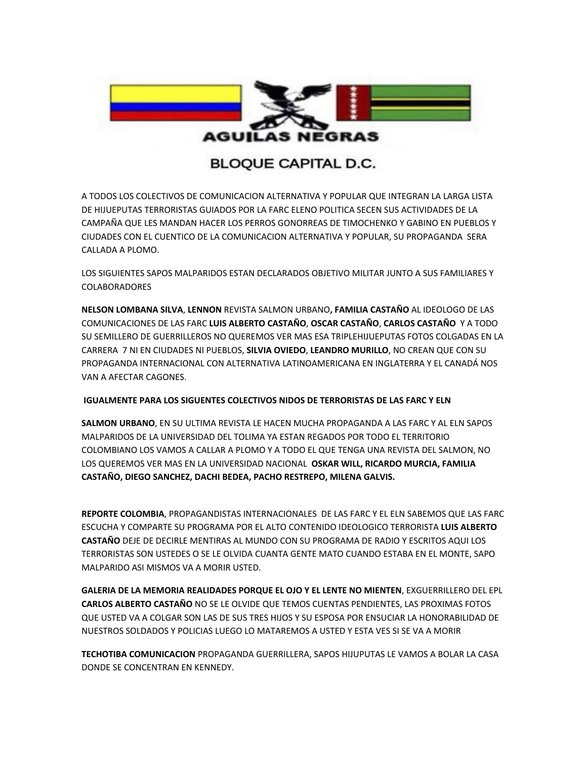AGUILAS NEGRAS

BLOQUE CAPITAL D.C.

A TODOS LOS COLECTIVOS DE COMUNICACION ALTERNATIVA Y POPULAR QUE INTEGRAN LA LARGA LISTA DE HIJUEPUTAS TERRORISTAS GUIADOS POR LA FARC ELENO POLITICA SECEN SUS ACTIVIDADES DE LA CAMPAÑA QUE LES MANDAN HACER LOS PERROS GONORREAS DE TIMOCHENKO Y GABINO EN PUEBLOS Y CIUDADES CON EL CUENTICO DE LA COMUNICACION ALTERNATIVA Y POPULAR, SU PROPAGANDA SERA CALLADA A PLOMO.

LOS SIGUIENTES SAPOS MALPARIDOS ESTAN DECLARADOS OBJETIVO MILITAR JUNTO A SUS FAMILIARES Y COLABORADORES

**NELSON LOMBANA SILVA**, **LENNON** REVISTA SALMON URBANO**, FAMILIA CASTAÑO** AL IDEOLOGO DE LAS COMUNICACIONES DE LAS FARC **LUIS ALBERTO CASTAÑO**, **OSCAR CASTAÑO**, **CARLOS CASTAÑO** Y A TODO SU SEMILLERO DE GUERRILLEROS NO QUEREMOS VER MAS ESA TRIPLEHIJUEPUTAS FOTOS COLGADAS EN LA CARRERA 7 NI EN CIUDADES NI PUEBLOS, **SILVIA OVIEDO**, **LEANDRO MURILLO**, NO CREAN QUE CON SU PROPAGANDA INTERNACIONAL CON ALTERNATIVA LATINOAMERICANA EN INGLATERRA Y EL CANADÁ NOS VAN A AFECTAR CAGONES.

**IGUALMENTE PARA LOS SIGUENTES COLECTIVOS NIDOS DE TERRORISTAS DE LAS FARC Y ELN**

**SALMON URBANO**, EN SU ULTIMA REVISTA LE HACEN MUCHA PROPAGANDA A LAS FARC Y AL ELN SAPOS MALPARIDOS DE LA UNIVERSIDAD DEL TOLIMA YA ESTAN REGADOS POR TODO EL TERRITORIO COLOMBIANO LOS VAMOS A CALLAR A PLOMO Y A TODO EL QUE TENGA UNA REVISTA DEL SALMON, NO LOS QUEREMOS VER MAS EN LA UNIVERSIDAD NACIONAL **OSKAR WILL, RICARDO MURCIA, FAMILIA CASTAÑO, DIEGO SANCHEZ, DACHI BEDEA, PACHO RESTREPO, MILENA GALVIS.**

**REPORTE COLOMBIA**, PROPAGANDISTAS INTERNACIONALES DE LAS FARC Y EL ELN SABEMOS QUE LAS FARC ESCUCHA Y COMPARTE SU PROGRAMA POR EL ALTO CONTENIDO IDEOLOGICO TERRORISTA **LUIS ALBERTO CASTAÑO** DEJE DE DECIRLE MENTIRAS AL MUNDO CON SU PROGRAMA DE RADIO Y ESCRITOS AQUI LOS TERRORISTAS SON USTEDES O SE LE OLVIDA CUANTA GENTE MATO CUANDO ESTABA EN EL MONTE, SAPO MALPARIDO ASI MISMOS VA A MORIR USTED.

**GALERIA DE LA MEMORIA REALIDADES PORQUE EL OJO Y EL LENTE NO MIENTEN**, EXGUERRILLERO DEL EPL **CARLOS ALBERTO CASTAÑO** NO SE LE OLVIDE QUE TEMOS CUENTAS PENDIENTES, LAS PROXIMAS FOTOS QUE USTED VA A COLGAR SON LAS DE SUS TRES HIJOS Y SU ESPOSA POR ENSUCIAR LA HONORABILIDAD DE NUESTROS SOLDADOS Y POLICIAS LUEGO LO MATAREMOS A USTED Y ESTA VES SI SE VA A MORIR

**TECHOTIBA COMUNICACION** PROPAGANDA GUERRILLERA, SAPOS HIJUPUTAS LE VAMOS A BOLAR LA CASA DONDE SE CONCENTRAN EN KENNEDY.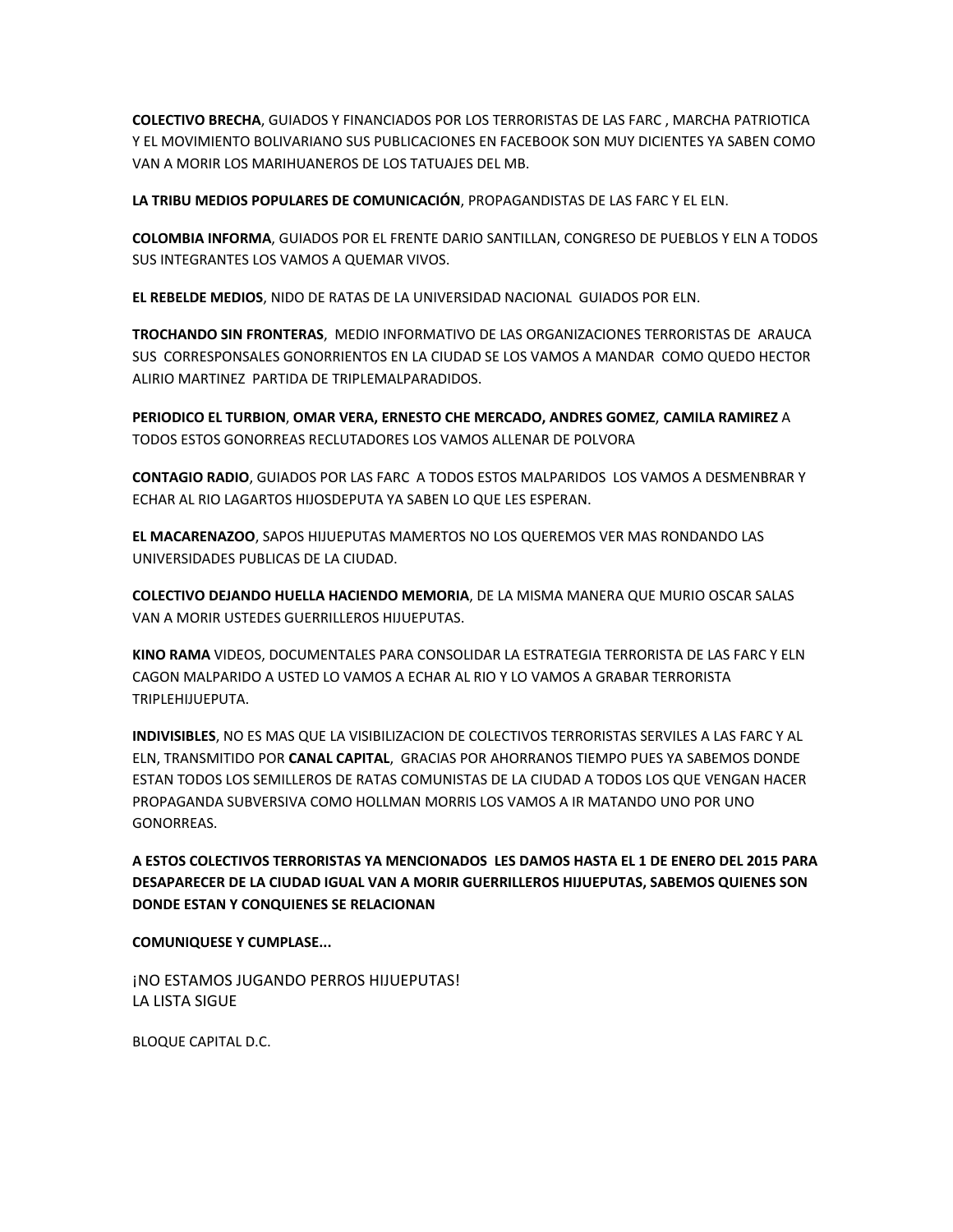**COLECTIVO BRECHA**, GUIADOS Y FINANCIADOS POR LOS TERRORISTAS DE LAS FARC , MARCHA PATRIOTICA Y EL MOVIMIENTO BOLIVARIANO SUS PUBLICACIONES EN FACEBOOK SON MUY DICIENTES YA SABEN COMO VAN A MORIR LOS MARIHUANEROS DE LOS TATUAJES DEL MB.

**LA TRIBU MEDIOS POPULARES DE COMUNICACIÓN**, PROPAGANDISTAS DE LAS FARC Y EL ELN.

**COLOMBIA INFORMA**, GUIADOS POR EL FRENTE DARIO SANTILLAN, CONGRESO DE PUEBLOS Y ELN A TODOS SUS INTEGRANTES LOS VAMOS A QUEMAR VIVOS.

**EL REBELDE MEDIOS**, NIDO DE RATAS DE LA UNIVERSIDAD NACIONAL GUIADOS POR ELN.

**TROCHANDO SIN FRONTERAS**, MEDIO INFORMATIVO DE LAS ORGANIZACIONES TERRORISTAS DE ARAUCA SUS CORRESPONSALES GONORRIENTOS EN LA CIUDAD SE LOS VAMOS A MANDAR COMO QUEDO HECTOR ALIRIO MARTINEZ PARTIDA DE TRIPLEMALPARADIDOS.

**PERIODICO EL TURBION**, **OMAR VERA, ERNESTO CHE MERCADO, ANDRES GOMEZ**, **CAMILA RAMIREZ** A TODOS ESTOS GONORREAS RECLUTADORES LOS VAMOS ALLENAR DE POLVORA

**CONTAGIO RADIO**, GUIADOS POR LAS FARC A TODOS ESTOS MALPARIDOS LOS VAMOS A DESMENBRAR Y ECHAR AL RIO LAGARTOS HIJOSDEPUTA YA SABEN LO QUE LES ESPERAN.

**EL MACARENAZOO**, SAPOS HIJUEPUTAS MAMERTOS NO LOS QUEREMOS VER MAS RONDANDO LAS UNIVERSIDADES PUBLICAS DE LA CIUDAD.

**COLECTIVO DEJANDO HUELLA HACIENDO MEMORIA**, DE LA MISMA MANERA QUE MURIO OSCAR SALAS VAN A MORIR USTEDES GUERRILLEROS HIJUEPUTAS.

**KINO RAMA** VIDEOS, DOCUMENTALES PARA CONSOLIDAR LA ESTRATEGIA TERRORISTA DE LAS FARC Y ELN CAGON MALPARIDO A USTED LO VAMOS A ECHAR AL RIO Y LO VAMOS A GRABAR TERRORISTA TRIPLEHIJUEPUTA.

**INDIVISIBLES**, NO ES MAS QUE LA VISIBILIZACION DE COLECTIVOS TERRORISTAS SERVILES A LAS FARC Y AL ELN, TRANSMITIDO POR **CANAL CAPITAL**, GRACIAS POR AHORRANOS TIEMPO PUES YA SABEMOS DONDE ESTAN TODOS LOS SEMILLEROS DE RATAS COMUNISTAS DE LA CIUDAD A TODOS LOS QUE VENGAN HACER PROPAGANDA SUBVERSIVA COMO HOLLMAN MORRIS LOS VAMOS A IR MATANDO UNO POR UNO GONORREAS.

**A ESTOS COLECTIVOS TERRORISTAS YA MENCIONADOS LES DAMOS HASTA EL 1 DE ENERO DEL 2015 PARA DESAPARECER DE LA CIUDAD IGUAL VAN A MORIR GUERRILLEROS HIJUEPUTAS, SABEMOS QUIENES SON DONDE ESTAN Y CONQUIENES SE RELACIONAN**

**COMUNIQUESE Y CUMPLASE...**

¡NO ESTAMOS JUGANDO PERROS HIJUEPUTAS!
LA LISTA SIGUE

BLOQUE CAPITAL D.C.